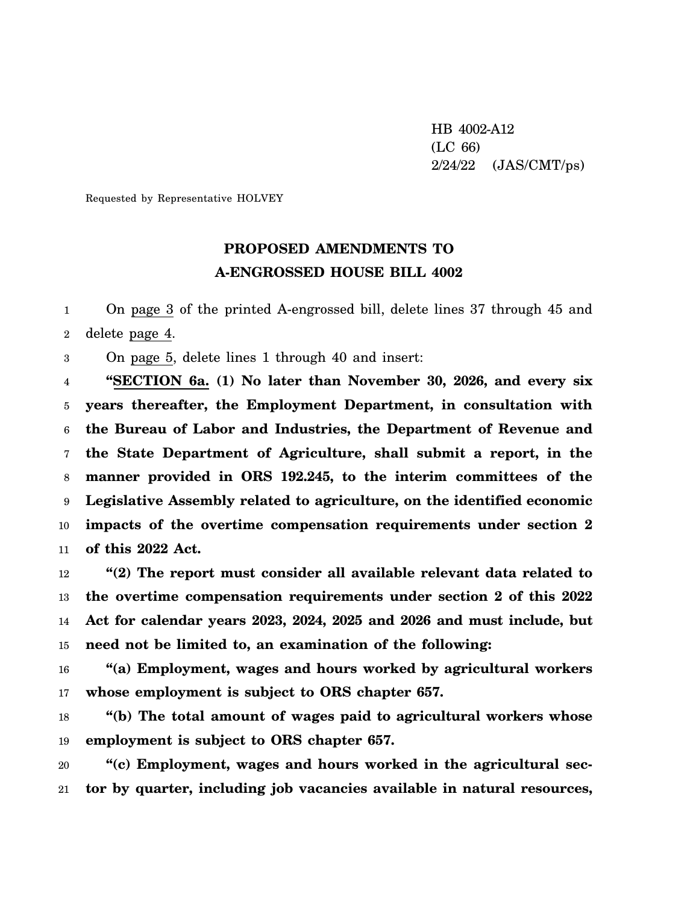HB 4002-A12
(LC 66)
2/24/22 (JAS/CMT/ps)

Requested by Representative HOLVEY

# PROPOSED AMENDMENTS TO
# A-ENGROSSED HOUSE BILL 4002

On page 3 of the printed A-engrossed bill, delete lines 37 through 45 and delete page 4.

On page 5, delete lines 1 through 40 and insert:

"**SECTION 6a. (1) No later than November 30, 2026, and every six years thereafter, the Employment Department, in consultation with the Bureau of Labor and Industries, the Department of Revenue and the State Department of Agriculture, shall submit a report, in the manner provided in ORS 192.245, to the interim committees of the Legislative Assembly related to agriculture, on the identified economic impacts of the overtime compensation requirements under section 2 of this 2022 Act.**

**"(2) The report must consider all available relevant data related to the overtime compensation requirements under section 2 of this 2022 Act for calendar years 2023, 2024, 2025 and 2026 and must include, but need not be limited to, an examination of the following:**

**"(a) Employment, wages and hours worked by agricultural workers whose employment is subject to ORS chapter 657.**

**"(b) The total amount of wages paid to agricultural workers whose employment is subject to ORS chapter 657.**

**"(c) Employment, wages and hours worked in the agricultural sector by quarter, including job vacancies available in natural resources,**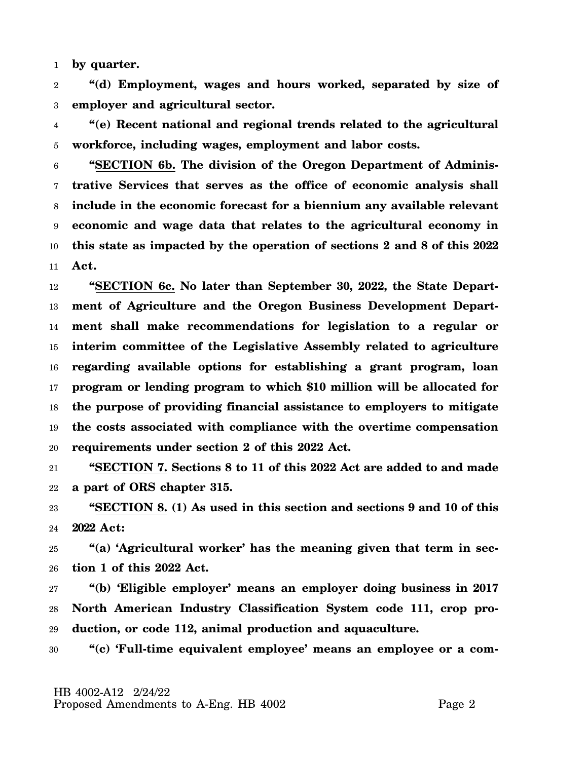**by quarter.**

**"(d) Employment, wages and hours worked, separated by size of employer and agricultural sector.**

**"(e) Recent national and regional trends related to the agricultural workforce, including wages, employment and labor costs.**

**"SECTION 6b. The division of the Oregon Department of Administrative Services that serves as the office of economic analysis shall include in the economic forecast for a biennium any available relevant economic and wage data that relates to the agricultural economy in this state as impacted by the operation of sections 2 and 8 of this 2022 Act.**

**"SECTION 6c. No later than September 30, 2022, the State Department of Agriculture and the Oregon Business Development Department shall make recommendations for legislation to a regular or interim committee of the Legislative Assembly related to agriculture regarding available options for establishing a grant program, loan program or lending program to which $10 million will be allocated for the purpose of providing financial assistance to employers to mitigate the costs associated with compliance with the overtime compensation requirements under section 2 of this 2022 Act.**

**"SECTION 7. Sections 8 to 11 of this 2022 Act are added to and made a part of ORS chapter 315.**

**"SECTION 8. (1) As used in this section and sections 9 and 10 of this 2022 Act:**

**"(a) 'Agricultural worker' has the meaning given that term in section 1 of this 2022 Act.**

**"(b) 'Eligible employer' means an employer doing business in 2017 North American Industry Classification System code 111, crop production, or code 112, animal production and aquaculture.**

**"(c) 'Full-time equivalent employee' means an employee or a com-**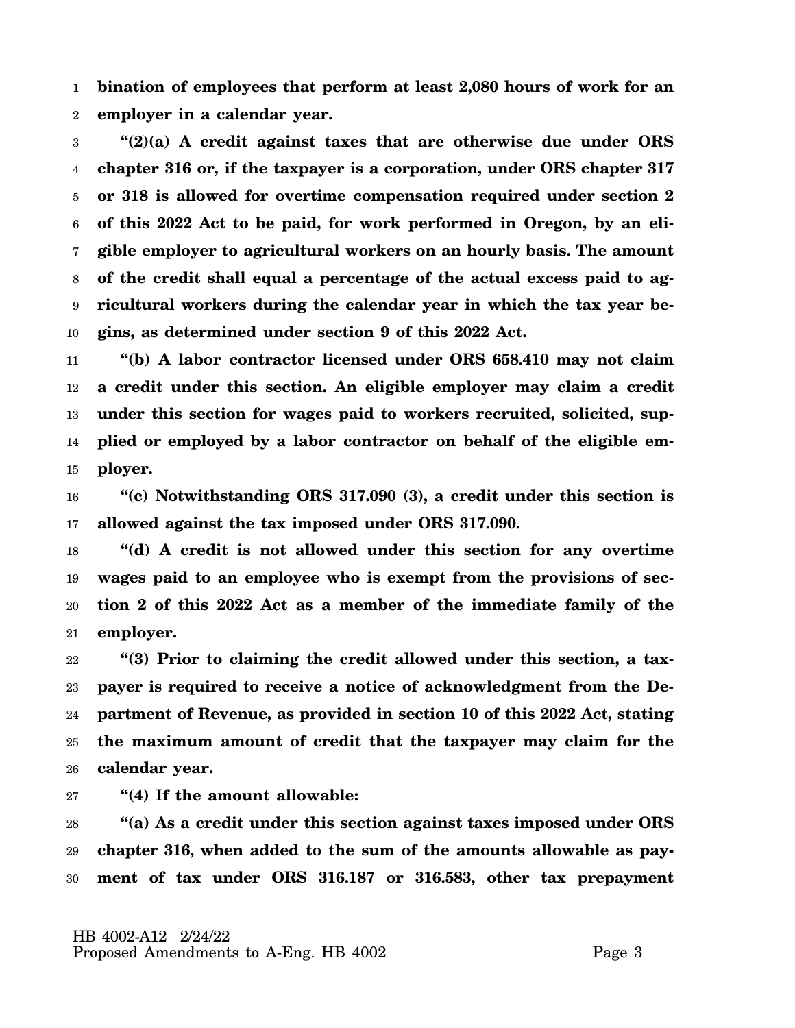**bination of employees that perform at least 2,080 hours of work for an employer in a calendar year.**

**"(2)(a) A credit against taxes that are otherwise due under ORS chapter 316 or, if the taxpayer is a corporation, under ORS chapter 317 or 318 is allowed for overtime compensation required under section 2 of this 2022 Act to be paid, for work performed in Oregon, by an eligible employer to agricultural workers on an hourly basis. The amount of the credit shall equal a percentage of the actual excess paid to agricultural workers during the calendar year in which the tax year begins, as determined under section 9 of this 2022 Act.**

**"(b) A labor contractor licensed under ORS 658.410 may not claim a credit under this section. An eligible employer may claim a credit under this section for wages paid to workers recruited, solicited, supplied or employed by a labor contractor on behalf of the eligible employer.**

**"(c) Notwithstanding ORS 317.090 (3), a credit under this section is allowed against the tax imposed under ORS 317.090.**

**"(d) A credit is not allowed under this section for any overtime wages paid to an employee who is exempt from the provisions of section 2 of this 2022 Act as a member of the immediate family of the employer.**

**"(3) Prior to claiming the credit allowed under this section, a taxpayer is required to receive a notice of acknowledgment from the Department of Revenue, as provided in section 10 of this 2022 Act, stating the maximum amount of credit that the taxpayer may claim for the calendar year.**

**"(4) If the amount allowable:**

**"(a) As a credit under this section against taxes imposed under ORS chapter 316, when added to the sum of the amounts allowable as payment of tax under ORS 316.187 or 316.583, other tax prepayment**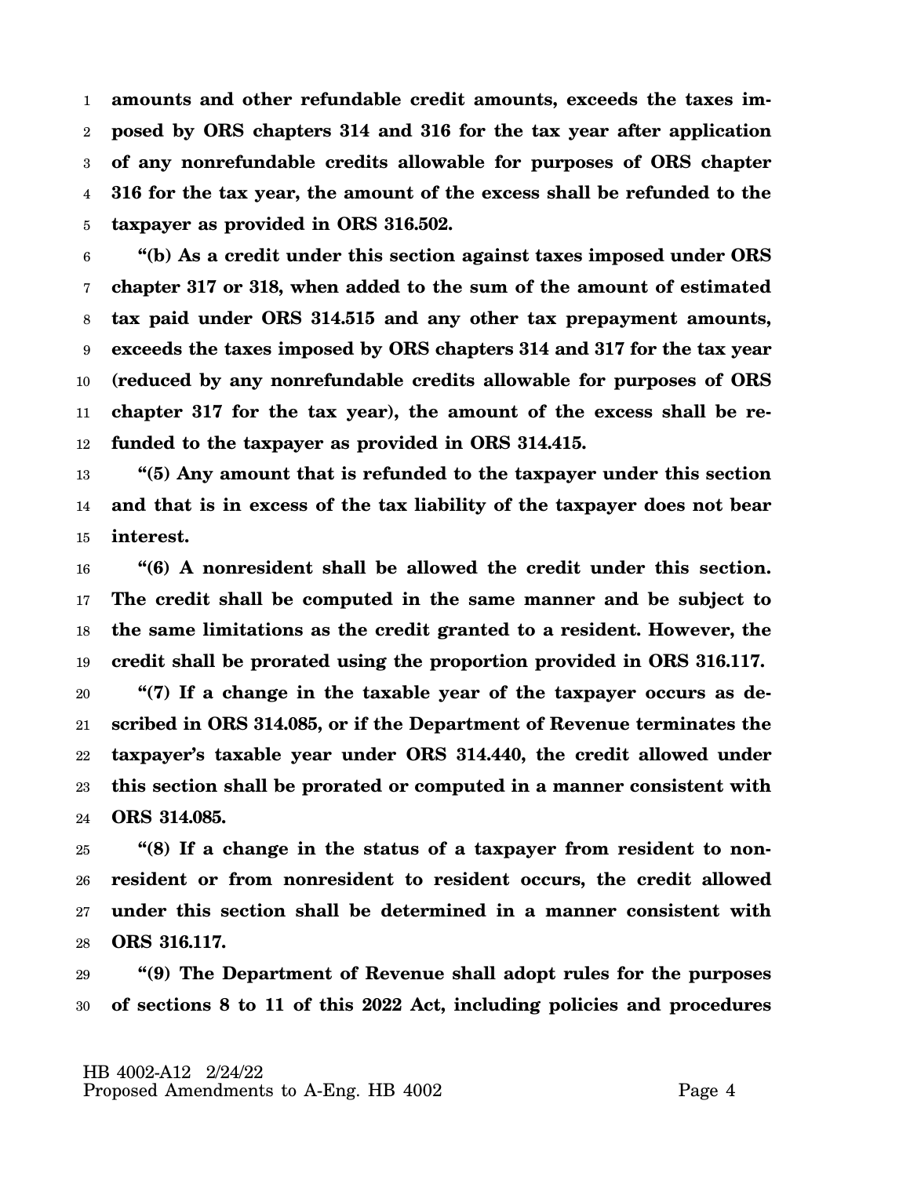**amounts and other refundable credit amounts, exceeds the taxes imposed by ORS chapters 314 and 316 for the tax year after application of any nonrefundable credits allowable for purposes of ORS chapter 316 for the tax year, the amount of the excess shall be refunded to the taxpayer as provided in ORS 316.502.**

**"(b) As a credit under this section against taxes imposed under ORS chapter 317 or 318, when added to the sum of the amount of estimated tax paid under ORS 314.515 and any other tax prepayment amounts, exceeds the taxes imposed by ORS chapters 314 and 317 for the tax year (reduced by any nonrefundable credits allowable for purposes of ORS chapter 317 for the tax year), the amount of the excess shall be refunded to the taxpayer as provided in ORS 314.415.**

**"(5) Any amount that is refunded to the taxpayer under this section and that is in excess of the tax liability of the taxpayer does not bear interest.**

**"(6) A nonresident shall be allowed the credit under this section. The credit shall be computed in the same manner and be subject to the same limitations as the credit granted to a resident. However, the credit shall be prorated using the proportion provided in ORS 316.117.**

**"(7) If a change in the taxable year of the taxpayer occurs as described in ORS 314.085, or if the Department of Revenue terminates the taxpayer's taxable year under ORS 314.440, the credit allowed under this section shall be prorated or computed in a manner consistent with ORS 314.085.**

**"(8) If a change in the status of a taxpayer from resident to nonresident or from nonresident to resident occurs, the credit allowed under this section shall be determined in a manner consistent with ORS 316.117.**

**"(9) The Department of Revenue shall adopt rules for the purposes of sections 8 to 11 of this 2022 Act, including policies and procedures**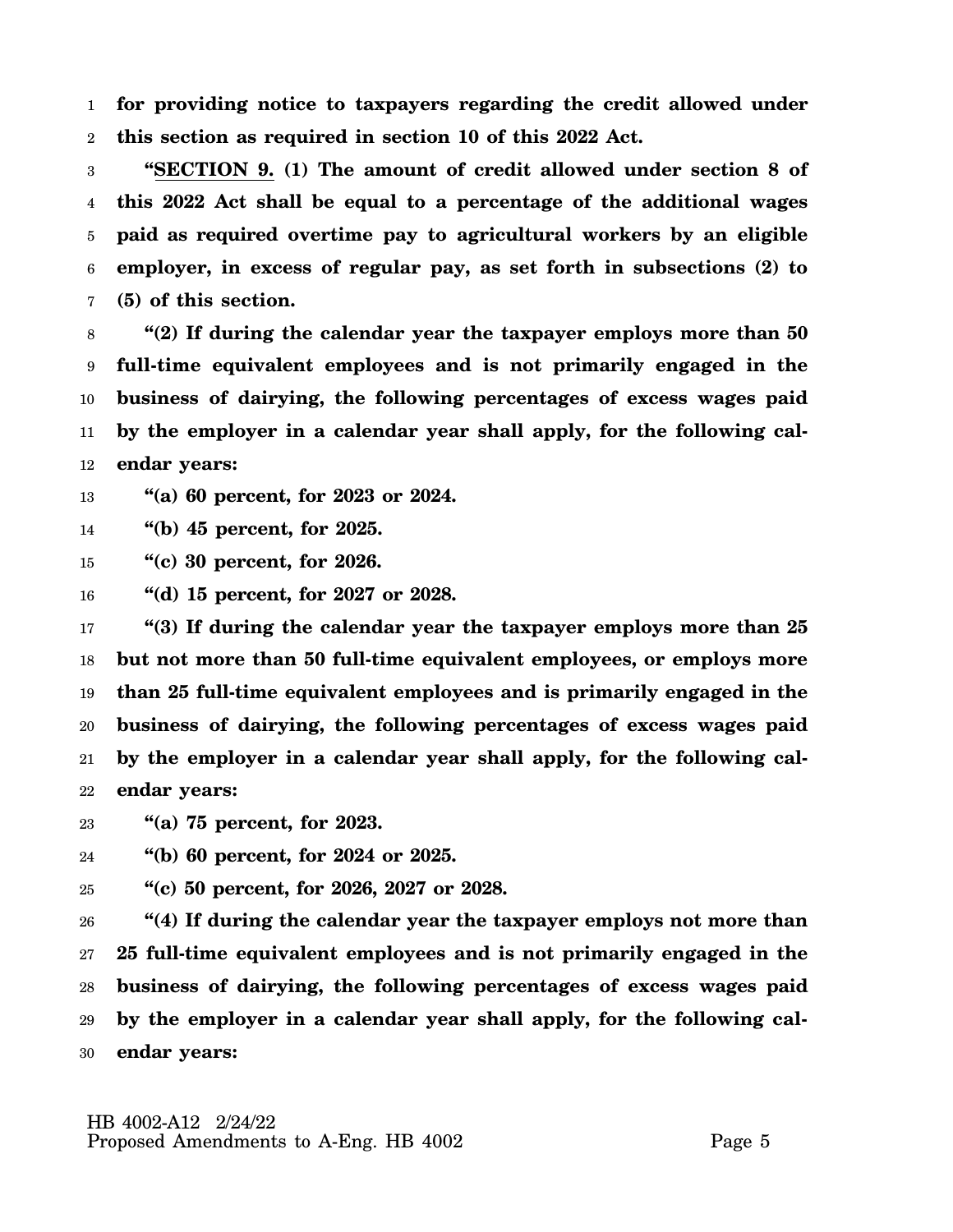**for providing notice to taxpayers regarding the credit allowed under this section as required in section 10 of this 2022 Act.**

**"SECTION 9. (1) The amount of credit allowed under section 8 of this 2022 Act shall be equal to a percentage of the additional wages paid as required overtime pay to agricultural workers by an eligible employer, in excess of regular pay, as set forth in subsections (2) to (5) of this section.**

**"(2) If during the calendar year the taxpayer employs more than 50 full-time equivalent employees and is not primarily engaged in the business of dairying, the following percentages of excess wages paid by the employer in a calendar year shall apply, for the following calendar years:**

**"(a) 60 percent, for 2023 or 2024.**

**"(b) 45 percent, for 2025.**

**"(c) 30 percent, for 2026.**

**"(d) 15 percent, for 2027 or 2028.**

**"(3) If during the calendar year the taxpayer employs more than 25 but not more than 50 full-time equivalent employees, or employs more than 25 full-time equivalent employees and is primarily engaged in the business of dairying, the following percentages of excess wages paid by the employer in a calendar year shall apply, for the following calendar years:**

**"(a) 75 percent, for 2023.**

**"(b) 60 percent, for 2024 or 2025.**

**"(c) 50 percent, for 2026, 2027 or 2028.**

**"(4) If during the calendar year the taxpayer employs not more than 25 full-time equivalent employees and is not primarily engaged in the business of dairying, the following percentages of excess wages paid by the employer in a calendar year shall apply, for the following calendar years:**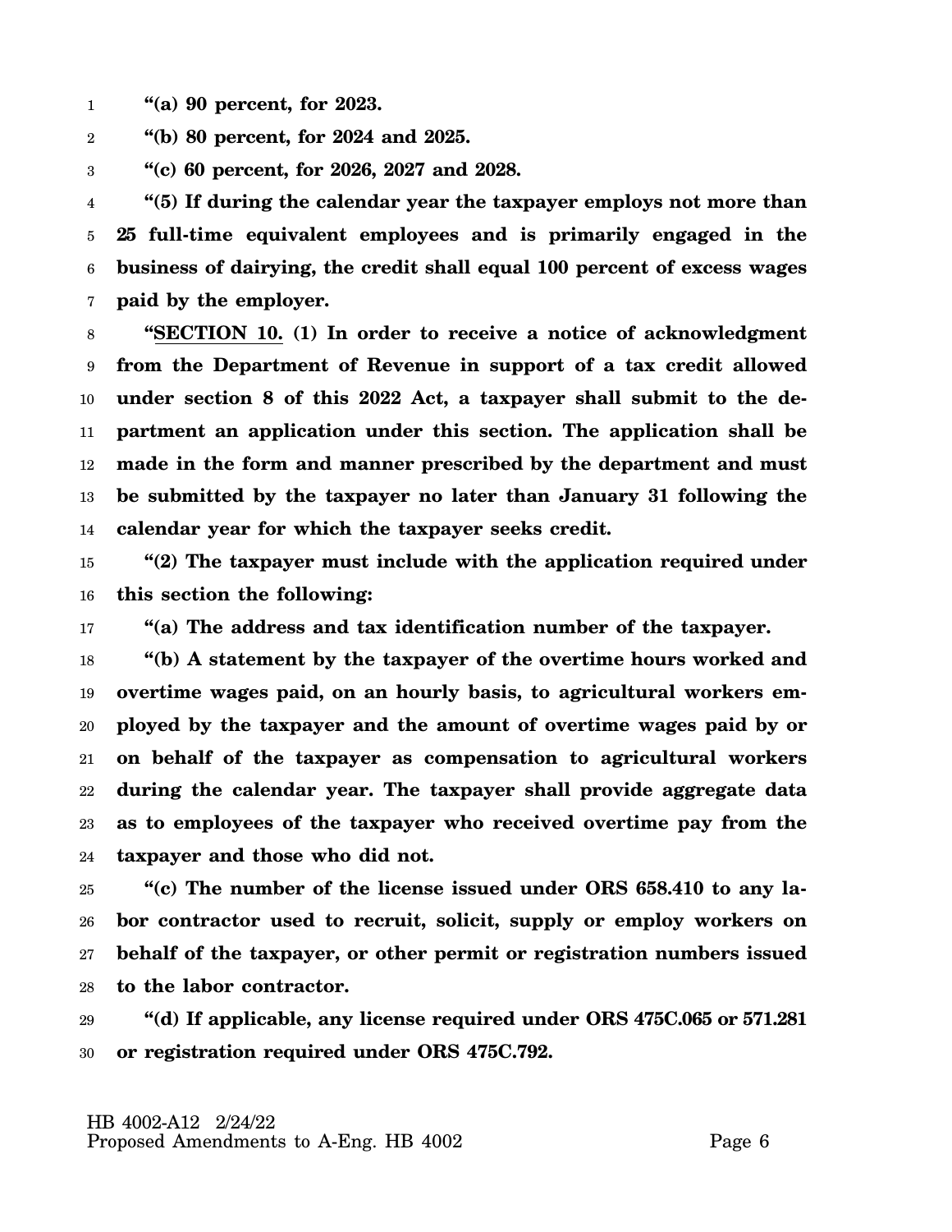**"(a) 90 percent, for 2023.**

**"(b) 80 percent, for 2024 and 2025.**

**"(c) 60 percent, for 2026, 2027 and 2028.**

**"(5) If during the calendar year the taxpayer employs not more than 25 full-time equivalent employees and is primarily engaged in the business of dairying, the credit shall equal 100 percent of excess wages paid by the employer.**

**"SECTION 10. (1) In order to receive a notice of acknowledgment from the Department of Revenue in support of a tax credit allowed under section 8 of this 2022 Act, a taxpayer shall submit to the department an application under this section. The application shall be made in the form and manner prescribed by the department and must be submitted by the taxpayer no later than January 31 following the calendar year for which the taxpayer seeks credit.**

**"(2) The taxpayer must include with the application required under this section the following:**

**"(a) The address and tax identification number of the taxpayer.**

**"(b) A statement by the taxpayer of the overtime hours worked and overtime wages paid, on an hourly basis, to agricultural workers employed by the taxpayer and the amount of overtime wages paid by or on behalf of the taxpayer as compensation to agricultural workers during the calendar year. The taxpayer shall provide aggregate data as to employees of the taxpayer who received overtime pay from the taxpayer and those who did not.**

**"(c) The number of the license issued under ORS 658.410 to any labor contractor used to recruit, solicit, supply or employ workers on behalf of the taxpayer, or other permit or registration numbers issued to the labor contractor.**

**"(d) If applicable, any license required under ORS 475C.065 or 571.281 or registration required under ORS 475C.792.**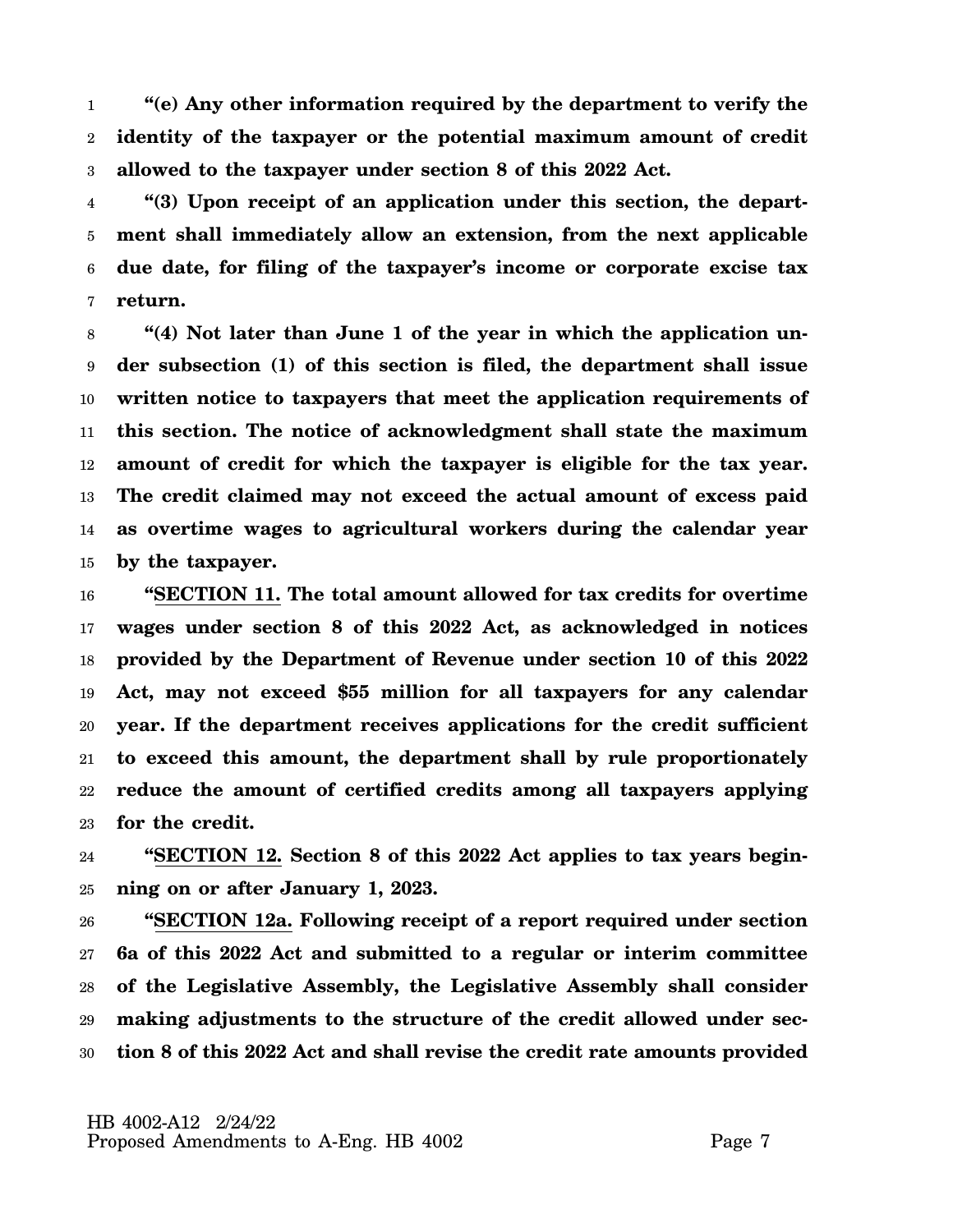**"(e) Any other information required by the department to verify the identity of the taxpayer or the potential maximum amount of credit allowed to the taxpayer under section 8 of this 2022 Act.**

**"(3) Upon receipt of an application under this section, the department shall immediately allow an extension, from the next applicable due date, for filing of the taxpayer's income or corporate excise tax return.**

**"(4) Not later than June 1 of the year in which the application under subsection (1) of this section is filed, the department shall issue written notice to taxpayers that meet the application requirements of this section. The notice of acknowledgment shall state the maximum amount of credit for which the taxpayer is eligible for the tax year. The credit claimed may not exceed the actual amount of excess paid as overtime wages to agricultural workers during the calendar year by the taxpayer.**

**"SECTION 11. The total amount allowed for tax credits for overtime wages under section 8 of this 2022 Act, as acknowledged in notices provided by the Department of Revenue under section 10 of this 2022 Act, may not exceed $55 million for all taxpayers for any calendar year. If the department receives applications for the credit sufficient to exceed this amount, the department shall by rule proportionately reduce the amount of certified credits among all taxpayers applying for the credit.**

**"SECTION 12. Section 8 of this 2022 Act applies to tax years beginning on or after January 1, 2023.**

**"SECTION 12a. Following receipt of a report required under section 6a of this 2022 Act and submitted to a regular or interim committee of the Legislative Assembly, the Legislative Assembly shall consider making adjustments to the structure of the credit allowed under section 8 of this 2022 Act and shall revise the credit rate amounts provided**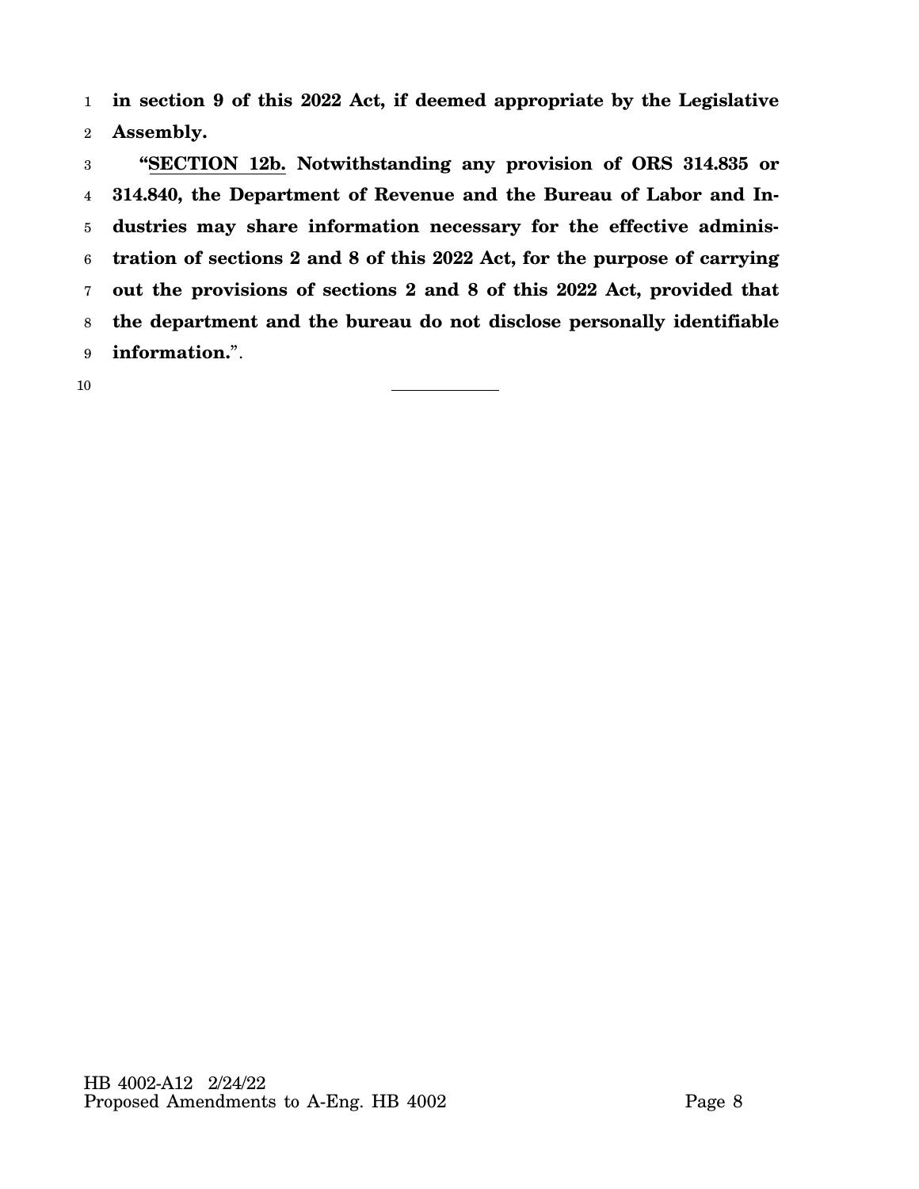**in section 9 of this 2022 Act, if deemed appropriate by the Legislative Assembly.**

"**SECTION 12b. Notwithstanding any provision of ORS 314.835 or 314.840, the Department of Revenue and the Bureau of Labor and Industries may share information necessary for the effective administration of sections 2 and 8 of this 2022 Act, for the purpose of carrying out the provisions of sections 2 and 8 of this 2022 Act, provided that the department and the bureau do not disclose personally identifiable information.**".

HB 4002-A12 2/24/22
Proposed Amendments to A-Eng. HB 4002